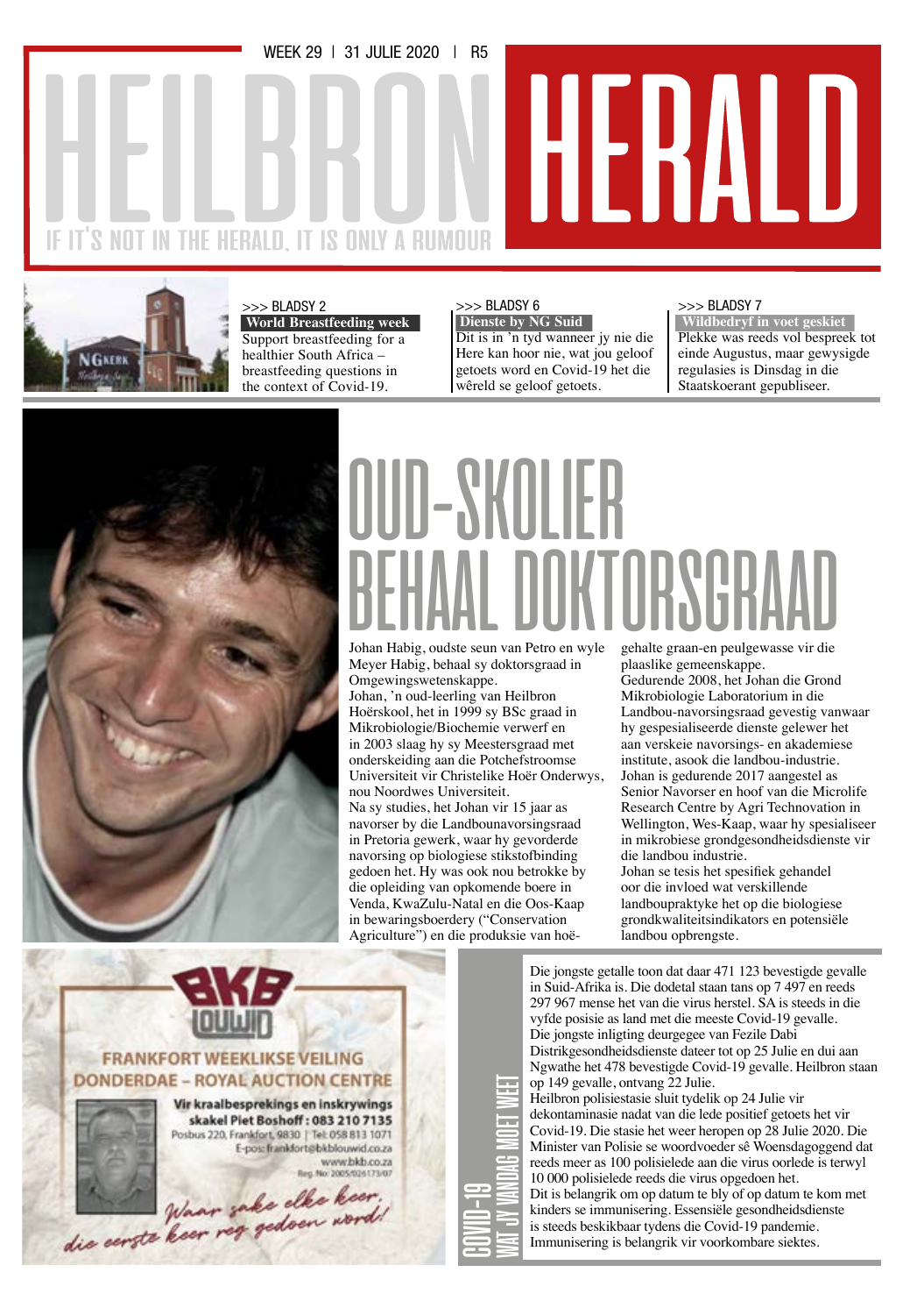WEEK 29 | 31 JULIE 2020 | R5

# HEILBRON HERALD

IF IT'S NOT IN THE HERALD, IT IS ONLY A RUMOUR

>>> BLADSY 2
**World Breastfeeding week**
Support breastfeeding for a healthier South Africa – breastfeeding questions in the context of Covid-19.

>>> BLADSY 6
**Dienste by NG Suid**
Dit is in 'n tyd wanneer jy nie die Here kan hoor nie, wat jou geloof getoets word en Covid-19 het die wêreld se geloof getoets.

>>> BLADSY 7
**Wildbedryf in voet geskiet**
Plekke was reeds vol bespreek tot einde Augustus, maar gewysigde regulasies is Dinsdag in die Staatskoerant gepubliseer.

# OUD-SKOLIER BEHAAL DOKTORSGRAAD

Johan Habig, oudste seun van Petro en wyle Meyer Habig, behaal sy doktorsgraad in Omgewingswetenskappe.

Johan, 'n oud-leerling van Heilbron Hoërskool, het in 1999 sy BSc graad in Mikrobiologie/Biochemie verwerf en in 2003 slaag hy sy Meestersgraad met onderskeiding aan die Potchefstroomse Universiteit vir Christelike Hoër Onderwys, nou Noordwes Universiteit.

Na sy studies, het Johan vir 15 jaar as navorser by die Landbounavorsingsraad in Pretoria gewerk, waar hy gevorderde navorsing op biologiese stikstofbinding gedoen het. Hy was ook nou betrokke by die opleiding van opkomende boere in Venda, KwaZulu-Natal en die Oos-Kaap in bewaringsboerdery ("Conservation Agriculture") en die produksie van hoë-gehalte graan-en peulgewasse vir die plaaslike gemeenskappe.

Gedurende 2008, het Johan die Grond Mikrobiologie Laboratorium in die Landbou-navorsingsraad gevestig vanwaar hy gespesialiseerde dienste gelewer het aan verskeie navorsings- en akademiese institute, asook die landbou-industrie.

Johan is gedurende 2017 aangestel as Senior Navorser en hoof van die Microlife Research Centre by Agri Technovation in Wellington, Wes-Kaap, waar hy spesialiseer in mikrobiese grondgesondheidsdienste vir die landbou industrie.

Johan se tesis het spesifiek gehandel oor die invloed wat verskillende landboupraktyke het op die biologiese grondkwaliteitsindikators en potensiële landbou opbrengste.

BKB Louwid
FRANKFORT WEEKLIKSE VEILING
DONDERDAE – ROYAL AUCTION CENTRE
Vir kraalbesprekings en inskrywings skakel Piet Boshoff: 083 210 7135
Posbus 220, Frankfort, 9830 | Tel: 058 813 1071
E-pos: frankfort@bkblouwid.co.za
www.bkb.co.za
Reg. No: 2005/026173/07
Waar sake elke keer, die eerste keer reg gedoen word!

## COVID-19 WAT JY VANDAG MOET WEET

Die jongste getalle toon dat daar 471 123 bevestigde gevalle in Suid-Afrika is. Die dodetal staan tans op 7 497 en reeds 297 967 mense het van die virus herstel. SA is steeds in die vyfde posisie as land met die meeste Covid-19 gevalle.

Die jongste inligting deurgegee van Fezile Dabi Distrikgesondheidsdienste dateer tot op 25 Julie en dui aan Ngwathe het 478 bevestigde Covid-19 gevalle. Heilbron staan op 149 gevalle, ontvang 22 Julie.

Heilbron polisiestasie sluit tydelik op 24 Julie vir dekontaminasie nadat van die lede positief getoets het vir Covid-19. Die stasie het weer heropen op 28 Julie 2020. Die Minister van Polisie se woordvoerder sê Woensdagoggend dat reeds meer as 100 polisielede aan die virus oorlede is terwyl 10 000 polisielede reeds die virus opgedoen het.

Dit is belangrik om op datum te bly of op datum te kom met kinders se immunisering. Essensiële gesondheidsdienste is steeds beskikbaar tydens die Covid-19 pandemie. Immunisering is belangrik vir voorkombare siektes.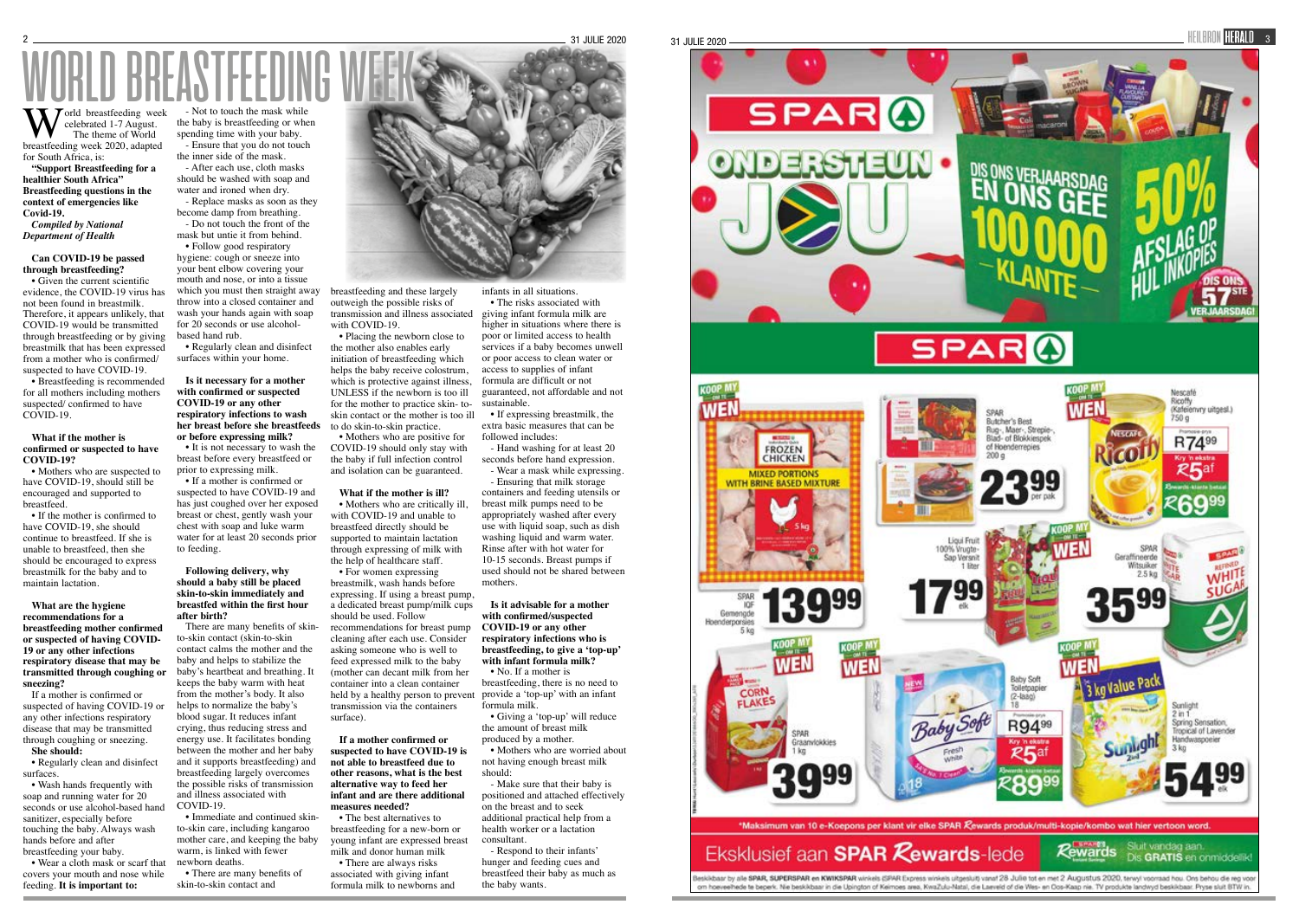# WORLD BREASTFEEDING WEEK

World breastfeeding week celebrated 1-7 August. The theme of World breastfeeding week 2020, adapted for South Africa, is:

**"Support Breastfeeding for a healthier South Africa" Breastfeeding questions in the context of emergencies like Covid-19.**

*Compiled by National Department of Health*

**Can COVID-19 be passed through breastfeeding?**

• Given the current scientific evidence, the COVID-19 virus has not been found in breastmilk. Therefore, it appears unlikely, that COVID-19 would be transmitted through breastfeeding or by giving breastmilk that has been expressed from a mother who is confirmed/ suspected to have COVID-19.

• Breastfeeding is recommended for all mothers including mothers suspected/ confirmed to have COVID-19.

**What if the mother is confirmed or suspected to have COVID-19?**

• Mothers who are suspected to have COVID-19, should still be encouraged and supported to breastfeed.

• If the mother is confirmed to have COVID-19, she should continue to breastfeed. If she is unable to breastfeed, then she should be encouraged to express breastmilk for the baby and to maintain lactation.

**What are the hygiene recommendations for a breastfeeding mother confirmed or suspected of having COVID-19 or any other infections respiratory disease that may be transmitted through coughing or sneezing?**

If a mother is confirmed or suspected of having COVID-19 or any other infections respiratory disease that may be transmitted through coughing or sneezing.

**She should:**

• Regularly clean and disinfect surfaces.

• Wash hands frequently with soap and running water for 20 seconds or use alcohol-based hand sanitizer, especially before touching the baby. Always wash hands before and after breastfeeding your baby.

• Wear a cloth mask or scarf that covers your mouth and nose while feeding. **It is important to:**

- Not to touch the mask while the baby is breastfeeding or when spending time with your baby.
- Ensure that you do not touch the inner side of the mask.
- After each use, cloth masks should be washed with soap and water and ironed when dry.
- Replace masks as soon as they become damp from breathing.
- Do not touch the front of the mask but untie it from behind.

• Follow good respiratory hygiene: cough or sneeze into your bent elbow covering your mouth and nose, or into a tissue which you must then straight away throw into a closed container and wash your hands again with soap for 20 seconds or use alcohol-based hand rub.

• Regularly clean and disinfect surfaces within your home.

**Is it necessary for a mother with confirmed or suspected COVID-19 or any other respiratory infections to wash her breast before she breastfeeds or before expressing milk?**

• It is not necessary to wash the breast before every breastfeed or prior to expressing milk.

• If a mother is confirmed or suspected to have COVID-19 and has just coughed over her exposed breast or chest, gently wash your chest with soap and luke warm water for at least 20 seconds prior to feeding.

**Following delivery, why should a baby still be placed skin-to-skin immediately and breastfed within the first hour after birth?**

There are many benefits of skin-to-skin contact (skin-to-skin contact calms the mother and the baby and helps to stabilize the baby's heartbeat and breathing. It keeps the baby warm with heat from the mother's body. It also helps to normalize the baby's blood sugar. It reduces infant crying, thus reducing stress and energy use. It facilitates bonding between the mother and her baby and it supports breastfeeding) and breastfeeding largely overcomes the possible risks of transmission and illness associated with COVID-19.

• Immediate and continued skin-to-skin care, including kangaroo mother care, and keeping the baby warm, is linked with fewer newborn deaths.

• There are many benefits of skin-to-skin contact and breastfeeding and these largely outweigh the possible risks of transmission and illness associated with COVID-19.

• Placing the newborn close to the mother also enables early initiation of breastfeeding which helps the baby receive colostrum, which is protective against illness, UNLESS if the newborn is too ill for the mother to practice skin-to-skin contact or the mother is too ill to do skin-to-skin practice.

• Mothers who are positive for COVID-19 should only stay with the baby if full infection control and isolation can be guaranteed.

**What if the mother is ill?**

• Mothers who are critically ill, with COVID-19 and unable to breastfeed directly should be supported to maintain lactation through expressing of milk with the help of healthcare staff.

• For women expressing breastmilk, wash hands before expressing. If using a breast pump, a dedicated breast pump/milk cups should be used. Follow recommendations for breast pump cleaning after each use. Consider asking someone who is well to feed expressed milk to the baby (mother can decant milk from her container into a clean container held by a healthy person to prevent transmission via the containers surface).

**If a mother confirmed or suspected to have COVID-19 is not able to breastfeed due to other reasons, what is the best alternative way to feed her infant and are there additional measures needed?**

• The best alternatives to breastfeeding for a new-born or young infant are expressed breast milk and donor human milk

• There are always risks associated with giving infant formula milk to newborns and infants in all situations.

• The risks associated with giving infant formula milk are higher in situations where there is poor or limited access to health services if a baby becomes unwell or poor access to clean water or access to supplies of infant formula are difficult or not guaranteed, not affordable and not sustainable.

• If expressing breastmilk, the extra basic measures that can be followed includes:

- Hand washing for at least 20 seconds before hand expression.
- Wear a mask while expressing.
- Ensuring that milk storage containers and feeding utensils or breast milk pumps need to be appropriately washed after every use with liquid soap, such as dish washing liquid and warm water. Rinse after with hot water for 10-15 seconds. Breast pumps if used should not be shared between mothers.

**Is it advisable for a mother with confirmed/suspected COVID-19 or any other respiratory infections who is breastfeeding, to give a 'top-up' with infant formula milk?**

• No. If a mother is breastfeeding, there is no need to provide a 'top-up' with an infant formula milk.

• Giving a 'top-up' will reduce the amount of breast milk produced by a mother.

• Mothers who are worried about not having enough breast milk should:

- Make sure that their baby is positioned and attached effectively on the breast and to seek additional practical help from a health worker or a lactation consultant.
- Respond to their infants' hunger and feeding cues and breastfeed their baby as much as the baby wants.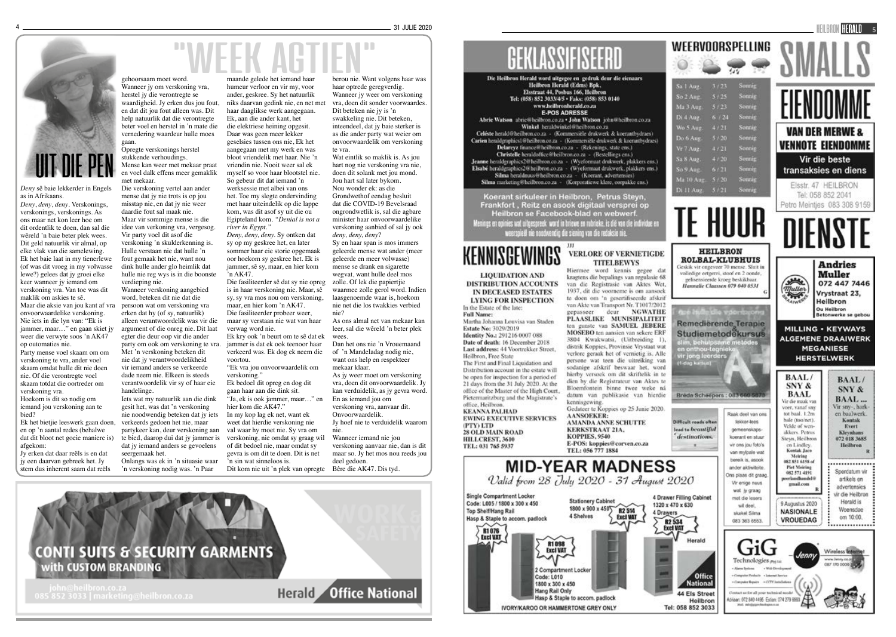# "WEEK AGTIEN"

## UIT DIE PEN

*Deny* sê baie lekkerder in Engels as in Afrikaans.

*Deny, deny, deny*. Verskonings, verskonings, verskonings. As ons maar net kon leer hoe om dit ordentlik te doen, dan sal die wêreld 'n baie beter plek wees. Dit geld natuurlik vir almal, op elke vlak van die samelewing.

Ek het baie laat in my tienerlewe (of was dit vroeg in my volwasse lewe?) geleer dat jy groei elke keer wanneer jy iemand om verskoning vra. Van toe was dit maklik om askies te sê.

Maar die aksie van jou kant af vra onvoorwaardelike verskoning. Nie iets in die lyn van: "Ek is jammer, maar…" en gaan skiet jy weer die verwyte soos 'n AK47 op outomaties nie.

Party mense voel skaam om om verskoning te vra, ander voel skaam omdat hulle dit nie doen nie. Of die verontregte voel skaam totdat die oortreder om verskoning vra.

Hoekom is dit so nodig om iemand jou verskoning aan te bied?

Ek het bietjie leeswerk gaan doen, en op 'n aantal redes (behalwe dat dit bloot net goeie maniere is) afgekom:

Jy erken dat daar reëls is en dat jy een daarvan gebreek het. Jy stem dus inherent saam dat reëls gehoorsaam moet word.

Wanneer jy om verskoning vra, herstel jy die verontregte se waardigheid. Jy erken dus jou fout, en dat dit jou fout alleen was. Dit help natuurlik dat die verontregte beter voel en herstel in 'n mate die vernedering waardeur hulle moes gaan.

Opregte verskonings herstel stukkende verhoudings.

Mense kan weer met mekaar praat en voel dalk effens meer gemaklik met mekaar.

Die verskoning vertel aan ander mense dat jy nie trots is op jou misstap nie, en dat jy nie weer daardie fout sal maak nie.

Maar vir sommige mense is die idee van verkoning vra, vergesog. Vir party voel dit asof die verskoning 'n skulderkenning is. Hulle verstaan nie dat hulle 'n fout gemaak het nie, want nou dink hulle ander glo heimlik dat hulle nie reg wys is in die boonste verdieping nie.

Wanneer verskoning aangebied word, beteken dit nie dat die persoon wat om verskoning vra erken dat hy (of sy, natuurlik) alleen verantwoordelik was vir die argument of die onreg nie. Dit laat egter die deur oop vir die ander party om ook om verskoning te vra.

Met 'n verskoning beteken dit nie dat jy verantwoordelikheid vir iemand anders se verkeerde dade neem nie. Elkeen is steeds verantwoordelik vir sy of haar eie handelinge.

Iets wat my natuurlik aan die dink gesit het, was dat 'n verskoning nie noodwendig beteken dat jy iets verkeerds gedoen het nie, maar partykeer kan, deur verskoning aan te bied, daarop dui dat jy jammer is dat jy iemand anders se gevoelens seergemaak het.

Onlangs was ek in 'n situasie waar 'n verskoning nodig was. 'n Paar maande gelede het iemand haar humeur verloor en vir my, voor ander, geskree. Sy het natuurlik niks daarvan gedink nie, en net met haar daaglikse werk aangegaan. Ek, aan die ander kant, het die elektriese heining opgesit. Daar was geen meer lekker geselsies tussen ons nie, Ek het aangegaan met my werk en was bloot vriendelik met haar. Nie 'n vriendin nie. Nooit weer sal ek myself so voor haar blootstel nie. So gebeur dit dat iemand 'n werksessie met albei van ons het. Toe my slegte ondervinding met haar uiteindelik op die lappe kom, was dit asof sy uit die ou Egipteland kom. *"Denial is not a river in Egypt."*

*Deny, deny, deny*. Sy ontken dat sy op my geskree het, en later sommer haar eie storie opgemaak oor hoekom sy geskree het. Ek is jammer, sê sy, maar, en hier kom 'n AK47.

Die fasiliteerder sê dat sy nie opreg is in haar verskoning nie. Maar, sê sy, sy vra mos nou om verskoning, maar, en hier kom 'n AK47.

Die fasiliteerder probeer weer, maar sy verstaan nie wat van haar verwag word nie.

Ek kry ook 'n beurt om te sê dat ek jammer is dat ek ook teenoor haar verkeerd was. Ek dog ek neem die voortou.

"Ek vra jou onvoorwaardelik om verskoning."

Ek bedoel dit opreg en dog dit gaan haar aan die dink sit.

"Ja, ek is ook jammer, maar…" en hier kom die AK47."

In my kop lag ek net, want ek weet dat hierdie verskoning nie val waar hy moet nie. Sy vra om verskoning, nie omdat sy graag wil of dit bedoel nie, maar omdat sy gevra is om dit te doen. Dit is net 'n sin wat sinneloos is.

Dit kom nie uit 'n plek van opregte berou nie. Want volgens haar was haar optrede geregverdig.

Wanneer jy weer om verskoning vra, doen dit sonder voorwaardes. Dit beteken nie jy is 'n swakkeling nie. Dit beteken, inteendeel, dat jy baie sterker is as die ander party wat weier om onvoorwaardelik om verskoning te vra.

Wat eintlik so maklik is. As jou hart nog nie verskoning vra nie, doen dit solank met jou mond. Jou hart sal later bykom.

Nou wonder ek: as die Grondwethof eendag besluit dat die COVID-19 Bevelsraad ongrondwetlik is, sal die agbare minister haar onvoorwaardelike verskoning aanbied of sal jy ook *deny, deny, deny*?

Sy en haar span is mos immers geleerde mense wat ander (meer geleerde en meer volwasse) mense se drank en sigarette wegvat, want hulle deel mos zolle. Of lek die papiertjie waarmee zolle gerol word. Indien laasgenoemde waar is, hoekom nie net die los twakkies verbied nie?

As ons almal net van mekaar kan leer, sal die wêreld 'n beter plek wees.

Dan het ons nie 'n Vrouemaand of 'n Mandeladag nodig nie, want ons help en respekteer mekaar klaar.

As jy weer moet om verskoning vra, doen dit onvoorwaardelik. Jy kan verduidelik, as jy gevra word. En as iemand jou om verskoning vra, aanvaar dit. Onvoorwaardelik.

Jy hoef nie te verduidelik waarom nie.

Wanneer iemand nie jou verskoning aanvaar nie, dan is dit maar so. Jy het mos nou reeds jou deel gedoen.

Bêre die AK47. Dis tyd.

---

**CONTI SUITS & SECURITY GARMENTS with CUSTOM BRANDING**

WORK & SAFETY

john@heilbron.co.za
085 852 3033 | marketing@heilbron.co.za

Herald | Office National

---

# GEKLASSIFISEERD

**Die Heilbron Herald word uitgegee en gedruk deur die eienaars Heilbron Herald (Edms) Bpk, Elsstraat 44, Posbus 166, Heilbron Tel: (058) 852 3033/4/5 • Faks: (058) 853 0140 www.heilbronherald.co.za**

**E-POS ADRESSE**

**Abrie Watson** abrie@heilbron.co.za • **John Watson** john@heilbron.co.za
**Winkel** heraldwinkel@heilbron.co.za
**Celéste** herald@heilbron.co.za - (Kommersiële drukwerk & koerantbydraes)
**Carien** heraldgraphics1@heilbron.co.za - (Kommersiële drukwerk & koerantbydraes)
**Delareyz** finance@heilbron.co.za - (Rekenings, state ens.)
**Christelle** heraldoffice@heilbron.co.za - (Bestellings ens.)
**Jeanne** heraldgraphics2@heilbron.co.za - (Wyeformaat drukwerk, plakkers ens.)
**Elsabé** heraldgraphics2@heilbron.co.za - (Wyeformaat drukwerk, plakkers ens.)
**Silma** heraldnuus@heilbron.co.za - (Koerant, advertensies)
**Silma** marketing@heilbron.co.za - (Korporatiewe klere, oorpakke ens.)

**Koerant sirkuleer in Heilbron, Petrus Steyn, Frankfort, Reitz en asook digitaal versprei op Heilbron se Facebook-blad en webwerf.**

Menings en opinies wat uitgespreek word in briewe en rubrieke, is dié van die individue en weerspieël nie noodwendig die siening van die redaksie nie.

# KENNISGEWINGS

**LIQUIDATION AND DISTRIBUTION ACCOUNTS IN DECEASED ESTATES LYING FOR INSPECTION**

In the Estate of the late:
**Full Name:** Martha Johanna Louvisa van Staden
**Estate No:** 3029/2019
**Identity No.:** 291216 0007 088
**Date of death:** 16 December 2018
**Last address:** 44 Voortrekker Street, Heilbron, Free State

The First and Final Liquidation and Distribution account in the estate will be open for inspection for a period of 21 days from the 31 July 2020. At the office of the Master of the High Court, Pietermaritzburg and the Magistrate's office, Heilbron.

**KEANNA PALHAD**
**EWING EXECUTIVE SERVICES (PTY) LTD**
**28 OLD MAIN ROAD**
**HILLCREST, 3610**
**TEL: 031 765 5937**

JJJ

**VERLORE OF VERNIETIGDE TITELBEWYS**

Hiermee word kennis gegee dat kragtens die bepalings van regulasie 68 van die Registrasie van Aktes Wet, 1937, dit die voorneme is om aansoek te doen om 'n gesertifiseerde afskrif van Akte van Transport Nr. T1017/2012 gepasseer deur **NGWATHE PLAASLIKE MUNISIPALITEIT** ten gunste van **SAMUEL JEBERE MOSEBO** ten aansien van sekere ERF 3804 Kwakwatsi, (Uitbreiding 1), distrik Koppies, Provinsie Vrystaat wat verlore geraak het of vernietig is. Alle persone wat teen die uitreiking van sodanige afskrif beswaar het, word hierby versoek om dit skriftelik in te dien by die Registrateur van Aktes te Bloemfontein binne twee weke ná datum van publikasie van hierdie kennisgewing.

Gedateer te Koppies op 25 Junie 2020.

**AANSOEKER:**
**AMANDA ANNE SCHUTTE**
**KERKSTRAAT 21A,**
**KOPPIES, 9540**
**E-POS: koppies@corven.co.za**
**TEL: 056 777 1884**

# WEERVOORSPELLING

| | | |
|---|---|---|
| Sa 1 Aug. | 3 / 23 | Sonnig |
| So 2 Aug. | 5 / 25 | Sonnig |
| Ma 3 Aug. | 5 / 23 | Sonnig |
| Di 4 Aug. | 6 / 24 | Sonnig |
| Wo 5 Aug. | 4 / 21 | Sonnig |
| Do 6 Aug. | 5 / 20 | Sonnig |
| Vr 7 Aug. | 4 / 21 | Sonnig |
| Sa 8 Aug. | 4 / 20 | Sonnig |
| So 9 Aug. | 6 / 21 | Sonnig |
| Ma 10 Aug. | 5 / 20 | Sonnig |
| Di 11 Aug. | 5 / 21 | Sonnig |

# TE HUUR

**HEILBRON ROLBAL-KLUBHUIS**

Geskik vir ongeveer 70 mense. Sluit in volledige eetgerei, stoof en 2 oonde, gelisensieerde kroeg beskikbaar. *Hannalie Claassen 079 040 0531*

**Remediërende Terapie Studiemetodekursus**

slim, behulpsame metodes en onthou-tegnieke vir jong leerders (1-dag kursus)

Bréda Schoepers : 083 660 5873

*Difficult roads often lead to beautiful destinations.*

Raak deel van ons lekker-lees gemeenskapskoerant en stuur vir ons jou foto's van mylpale wat bereik is, asook ander aktiwiteite. Ons plaas dit graag. Vir enige nuus wat jy graag met die lesers wil deel, skakel Silma 083 363 6553.

# SMALLS

# EIENDOMME

**VAN DER MERWE & VENNOTE EIENDOMME**

Vir die beste transaksies en diens

Elsstr. 47 HEILBRON
Tel: 058 852 2041
Petro Meintjes 083 308 9159

# DIENSTE

**Andries Muller**
**072 447 7446**
**Vrystraat 23, Heilbron**
Ou Heilbron Betonwerke se gebou

**MILLING • KEYWAYS ALGEMENE DRAAIWERK MEGANIESE HERSTELWERK**

**BAAL / SNY & BAAL**
Vir die maak van voer, vanaf sny tot baal. 1.2m bale (too/net). Velde of wenakkers. Petrus Steyn, Heilbron en Lindley. **Kontak Jaco Meiring 082 651 6158 of Piet Meiring 082 571 4191 peerlandhandel@gmail.com**

**BAAL / SNY & BAAL ...**
Vir sny-, harken baalwerk. **Kontak Evert Kleynhans 072 018 3685 Heilbron**

9 Augustus 2020
**NASIONALE VROUEDAG**

Sperdatum vir artikels en advertensies vir die Heilbron Herald is Woensdae om 10:00.

**GiG Technologies** (Pty) Ltd.
- Alarm Systems
- Web Development
- Computer Products
- Internet Service
- Computer Repairs
- CCTV Installations

Contact us for all your technical needs!
Adriaan: 072 840 4495 Eslon: 074 279 6660

**Jenny** Wireless Internet
www.jenny.co.za
087 370 0000

# MID-YEAR MADNESS

*Valid from 28 July 2020 - 31 August 2020*

**Single Compartment Locker**
Code: L005 / 1800 x 300 x 450
Top Shelf/Hang Rail
Hasp & Staple to accom. padlock
**R1 076 Excl VAT**

**Stationery Cabinet**
1800 x 900 x 450
4 Shelves
**R2 514 Excl VAT**

**4 Drawer Filling Cabinet**
1320 x 470 x 630
4 Drawers
**R2 534 Excl VAT**

**R1 098 Excl VAT**
2 Compartment Locker
Code: L010
1800 x 300 x 450
Hang Rail Only
Hasp & Staple to accom. padlock

IVORY/KAROO OR HAMMERTONE GREY ONLY

Herald | Office National
**44 Els Street Heilbron Tel: 058 852 3033**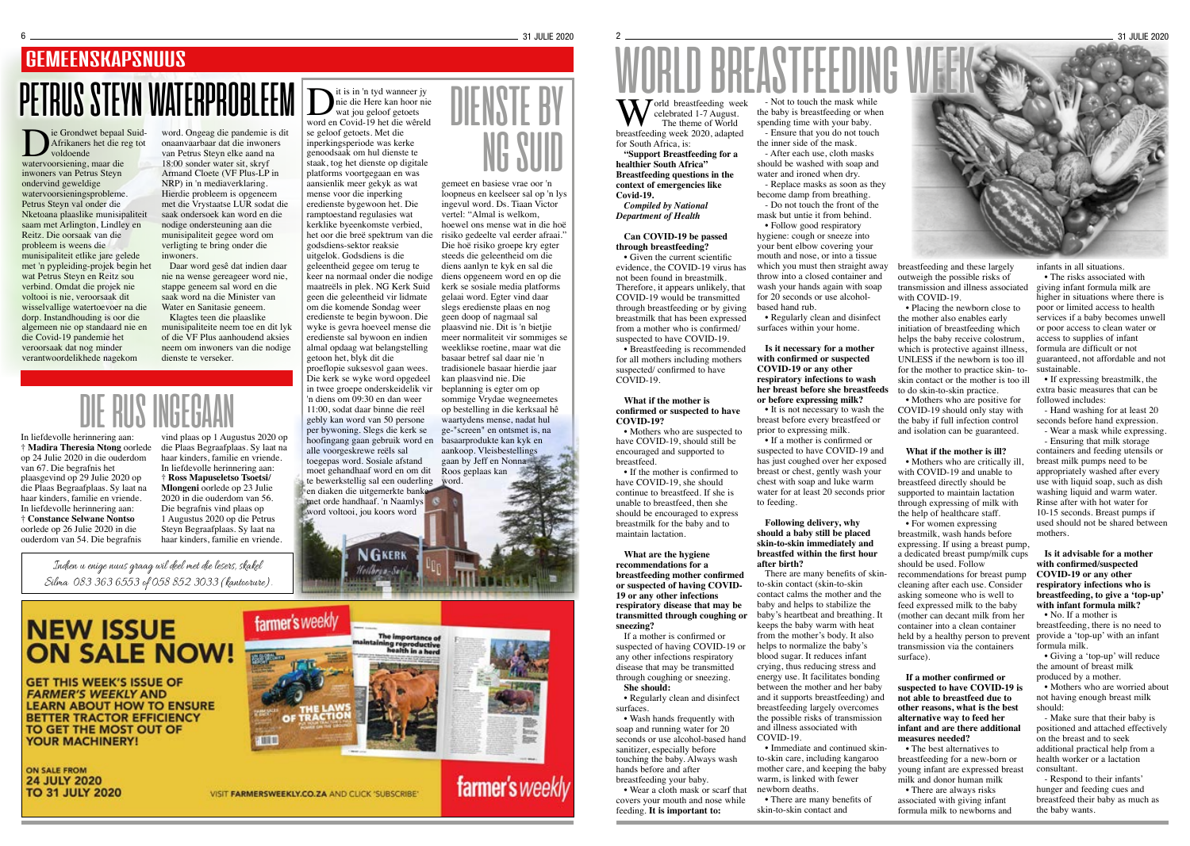# GEMEENSKAPSNUUS

# PETRUS STEYN WATERPROBLEEM

Die Grondwet bepaal Suid-Afrikaners het die reg tot voldoende watervoorsiening, maar die inwoners van Petrus Steyn ondervind geweldige watervoorsieningsprobleme. Petrus Steyn val onder die Nketoana plaaslike munisipaliteit saam met Arlington, Lindley en Reitz. Die oorsaak van die probleem is weens die munisipaliteit etlike jare gelede met 'n pypleiding-projek begin het wat Petrus Steyn en Reitz sou verbind. Omdat die projek nie voltooi is nie, veroorsaak dit wisselvallige watertoevoer na die dorp. Instandhouding is oor die algemeen nie op standaard nie en die Covid-19 pandemie het veroorsaak dat nog minder verantwoordelikhede nagekom word. Ongeag die pandemie is dit onaanvaarbaar dat die inwoners van Petrus Steyn elke aand na 18:00 sonder water sit, skryf Armand Cloete (VF Plus-LP in NRP) in 'n mediaverklaring. Hierdie probleem is opgeneem met die Vrystaatse LUR sodat die saak ondersoek kan word en die nodige ondersteuning aan die munisipaliteit gegee word om verligting te bring onder die inwoners.

Daar word gesê dat indien daar nie na wense gereageer word nie, stappe geneem sal word en die saak word na die Minister van Water en Sanitasie geneem.

Klagtes teen die plaaslike munisipaliteite neem toe en dit lyk of die VF Plus aanhoudend aksies neem om inwoners van die nodige dienste te verseker.

# DIENSTE BY NG SUID

Dit is in 'n tyd wanneer jy nie die Here kan hoor nie wat jou geloof getoets word en Covid-19 het die wêreld se geloof getoets. Met die inperkingsperiode was kerke genoodsaak om hul dienste te staak, tog het dienste op digitale platforms voortgegaan en was aansienlik meer gekyk as wat mense voor die inperking eredienste bygewoon het. Die ramptoestand regulasies wat kerklike byeenkomste verbied, het oor die breë spektrum van die godsdiens-sektor reaksie uitgelok. Godsdiens is die geleentheid gegee om terug te keer na normaal onder die nodige maatreëls in plek. NG Kerk Suid geen die geleentheid vir lidmate om die komende Sondag weer eredienste te begin bywoon. Die wyke is gevra hoeveel mense die eredienste sal bywoon en indien almal opdaag wat belangstelling getoon het, blyk dit die proeflopie suksesvol gaan wees. Die kerk se wyke word opgedeel in twee groepe onderskeidelik vir 'n diens om 09:30 en dan weer 11:00, sodat daar binne die reël gebly kan word van 50 persone per bywoning. Slegs die kerk se hoofingang gaan gebruik word en alle voorgeskrewe reëls sal toegepas word. Sosiale afstand moet gehandhaaf word en om dit te bewerkstellig sal een ouderling en diaken die uitgemerkte banke met orde handhaaf. 'n Naamlys word voltooi, jou koors word gemeet en basiese vrae oor 'n loopneus en keelseer sal op 'n lys ingevul word. Ds. Tiaan Victor vertel: "Almal is welkom, hoewel ons mense wat in die hoë risiko gedeelte val eerder afraai." Die hoë risiko groepe kry egter steeds die geleentheid om die diens aanlyn te kyk en sal die diens opgeneem word en op die kerk se sosiale media platforms gelaai word. Egter vind daar slegs eredienste plaas en nog geen doop of nagmaal sal plaasvind nie. Dit is 'n bietjie meer normaliteit vir sommiges se weeklikse roetine, maar wat die basaar betref sal daar nie 'n tradisionele basaar hierdie jaar kan plaasvind nie. Die beplanning is egter om op sommige Vrydae wegneemetes op bestelling in die kerksaal hê waartydens mense, nadat hul ge-"screen" en ontsmet is, na basaarprodukte kan kyk en aankoop. Vleisbestellings gaan by Jeff en Nonna Roos geplaas kan word.

# DIE RUS INGEGAAN

In liefdevolle herinnering aan:
† **Madira Theresia Ntong** oorlede op 24 Julie 2020 in die ouderdom van 67. Die begrafnis het plaasgevind op 29 Julie 2020 op die Plaas Begraafplaas. Sy laat na haar kinders, familie en vriende.
In liefdevolle herinnering aan:
† **Constance Selwane Ntontso** oorlede op 26 Julie 2020 in die ouderdom van 54. Die begrafnis vind plaas op 1 Augustus 2020 op die Plaas Begraafplaas. Sy laat na haar kinders, familie en vriende.
In liefdevolle herinnering aan:
† **Ross Mapuseletso Tsoetsi/ Mlongeni** oorlede op 23 Julie 2020 in die ouderdom van 56. Die begrafnis vind plaas op 1 Augustus 2020 op die Petrus Steyn Begraafplaas. Sy laat na haar kinders, familie en vriende.

*Indien u enige nuus graag wil deel met die lesers, skakel Silma 083 363 6553 of 058 852 3033 (kantoorure).*

## NEW ISSUE ON SALE NOW!

GET THIS WEEK'S ISSUE OF *FARMER'S WEEKLY* AND LEARN ABOUT HOW TO ENSURE BETTER TRACTOR EFFICIENCY TO GET THE MOST OUT OF YOUR MACHINERY!

ON SALE FROM 24 JULY 2020 TO 31 JULY 2020

VISIT FARMERSWEEKLY.CO.ZA AND CLICK 'SUBSCRIBE'

# WORLD BREASTFEEDING WEEK

World breastfeeding week celebrated 1-7 August. The theme of World breastfeeding week 2020, adapted for South Africa, is:

**"Support Breastfeeding for a healthier South Africa" Breastfeeding questions in the context of emergencies like Covid-19.**

*Compiled by National Department of Health*

**Can COVID-19 be passed through breastfeeding?**

• Given the current scientific evidence, the COVID-19 virus has not been found in breastmilk. Therefore, it appears unlikely, that COVID-19 would be transmitted through breastfeeding or by giving breastmilk that has been expressed from a mother who is confirmed/ suspected to have COVID-19.

• Breastfeeding is recommended for all mothers including mothers suspected/ confirmed to have COVID-19.

**What if the mother is confirmed or suspected to have COVID-19?**

• Mothers who are suspected to have COVID-19, should still be encouraged and supported to breastfeed.

• If the mother is confirmed to have COVID-19, she should continue to breastfeed. If she is unable to breastfeed, then she should be encouraged to express breastmilk for the baby and to maintain lactation.

**What are the hygiene recommendations for a breastfeeding mother confirmed or suspected of having COVID-19 or any other infections respiratory disease that may be transmitted through coughing or sneezing?**

If a mother is confirmed or suspected of having COVID-19 or any other infections respiratory disease that may be transmitted through coughing or sneezing.

**She should:**

• Regularly clean and disinfect surfaces.

• Wash hands frequently with soap and running water for 20 seconds or use alcohol-based hand sanitizer, especially before touching the baby. Always wash hands before and after breastfeeding your baby.

• Wear a cloth mask or scarf that covers your mouth and nose while feeding. **It is important to:**

- Not to touch the mask while the baby is breastfeeding or when spending time with your baby.
- Ensure that you do not touch the inner side of the mask.
- After each use, cloth masks should be washed with soap and water and ironed when dry.
- Replace masks as soon as they become damp from breathing.
- Do not touch the front of the mask but untie it from behind.

• Follow good respiratory hygiene: cough or sneeze into your bent elbow covering your mouth and nose, or into a tissue which you must then straight away throw into a closed container and wash your hands again with soap for 20 seconds or use alcohol-based hand rub.

• Regularly clean and disinfect surfaces within your home.

**Is it necessary for a mother with confirmed or suspected COVID-19 or any other respiratory infections to wash her breast before she breastfeeds or before expressing milk?**

• It is not necessary to wash the breast before every breastfeed or prior to expressing milk.

• If a mother is confirmed or suspected to have COVID-19 and has just coughed over her exposed breast or chest, gently wash your chest with soap and luke warm water for at least 20 seconds prior to feeding.

**Following delivery, why should a baby still be placed skin-to-skin immediately and breastfed within the first hour after birth?**

There are many benefits of skin-to-skin contact (skin-to-skin contact calms the mother and the baby and helps to stabilize the baby's heartbeat and breathing. It keeps the baby warm with heat from the mother's body. It also helps to normalize the baby's blood sugar. It reduces infant crying, thus reducing stress and energy use. It facilitates bonding between the mother and her baby and it supports breastfeeding) and breastfeeding largely overcomes the possible risks of transmission and illness associated with COVID-19.

• Immediate and continued skin-to-skin care, including kangaroo mother care, and keeping the baby warm, is linked with fewer newborn deaths.

• There are many benefits of skin-to-skin contact and breastfeeding and these largely outweigh the possible risks of transmission and illness associated with COVID-19.

• Placing the newborn close to the mother also enables early initiation of breastfeeding which helps the baby receive colostrum, which is protective against illness, UNLESS if the newborn is too ill for the mother to practice skin- to-skin contact or the mother is too ill to do skin-to-skin practice.

• Mothers who are positive for COVID-19 should only stay with the baby if full infection control and isolation can be guaranteed.

**What if the mother is ill?**

• Mothers who are critically ill, with COVID-19 and unable to breastfeed directly should be supported to maintain lactation through expressing of milk with the help of healthcare staff.

• For women expressing breastmilk, wash hands before expressing. If using a breast pump, a dedicated breast pump/milk cups should be used. Follow recommendations for breast pump cleaning after each use. Consider asking someone who is well to feed expressed milk to the baby (mother can decant milk from her container into a clean container held by a healthy person to prevent transmission via the containers surface).

**If a mother confirmed or suspected to have COVID-19 is not able to breastfeed due to other reasons, what is the best alternative way to feed her infant and are there additional measures needed?**

• The best alternatives to breastfeeding for a new-born or young infant are expressed breast milk and donor human milk

• There are always risks associated with giving infant formula milk to newborns and infants in all situations.

• The risks associated with giving infant formula milk are higher in situations where there is poor or limited access to health services if a baby becomes unwell or poor access to clean water or access to supplies of infant formula are difficult or not guaranteed, not affordable and not sustainable.

• If expressing breastmilk, the extra basic measures that can be followed includes:

- Hand washing for at least 20 seconds before hand expression.
- Wear a mask while expressing.
- Ensuring that milk storage containers and feeding utensils or breast milk pumps need to be appropriately washed after every use with liquid soap, such as dish washing liquid and warm water. Rinse after with hot water for 10-15 seconds. Breast pumps if used should not be shared between mothers.

**Is it advisable for a mother with confirmed/suspected COVID-19 or any other respiratory infections who is breastfeeding, to give a 'top-up' with infant formula milk?**

• No. If a mother is breastfeeding, there is no need to provide a 'top-up' with an infant formula milk.

• Giving a 'top-up' will reduce the amount of breast milk produced by a mother.

• Mothers who are worried about not having enough breast milk should:

- Make sure that their baby is positioned and attached effectively on the breast and to seek additional practical help from a health worker or a lactation consultant.
- Respond to their infants' hunger and feeding cues and breastfeed their baby as much as the baby wants.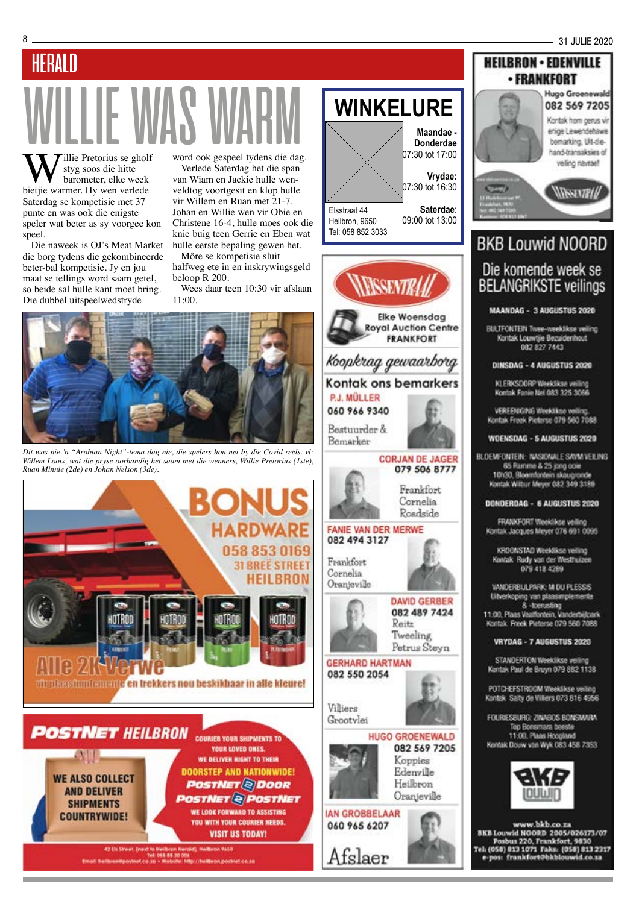# WILLIE WAS WARM

Willie Pretorius se gholf styg soos die hitte barometer, elke week bietjie warmer. Hy wen verlede Saterdag se kompetisie met 37 punte en was ook die enigste speler wat beter as sy voorgee kon speel.

Die naweek is OJ's Meat Market die borg tydens die gekombineerde beter-bal kompetisie. Jy en jou maat se tellings word saam getel, so beide sal hulle kant moet bring. Die dubbel uitspeelwedstryde word ook gespeel tydens die dag.

Verlede Saterdag het die span van Wiam en Jackie hulle wenveldtog voortgesit en klop hulle vir Willem en Ruan met 21-7. Johan en Willie wen vir Obie en Christene 16-4, hulle moes ook die knie buig teen Gerrie en Eben wat hulle eerste bepaling gewen het.

Môre se kompetisie sluit halfweg ete in en inskrywingsgeld beloop R 200.

Wees daar teen 10:30 vir afslaan 11:00.

*Dit was nie 'n "Arabian Night"-tema dag nie, die spelers hou net by die Covid reëls. vl: Willem Loots, wat die pryse oorhandig het saam met die wenners, Willie Pretorius (1ste), Ruan Minnie (2de) en Johan Nelson (3de).*

## WINKELURE

Maandae - Donderdae
07:30 tot 17:00

Vrydae:
07:30 tot 16:30

Saterdae:
09:00 tot 13:00

Elsstraat 44
Heilbron, 9650
Tel: 058 852 3033

## BONUS HARDWARE

058 853 0169
31 BREË STREET
HEILBRON

HOTROD

Alle 2K Verwe
vir plaasimplemente en trekkers nou beskikbaar in alle kleure!

## POSTNET HEILBRON

COURIER YOUR SHIPMENTS TO YOUR LOVED ONES.
WE DELIVER RIGHT TO THEIR DOORSTEP AND NATIONWIDE!

POSTNET 2 DOOR
POSTNET 2 POSTNET

WE LOOK FORWARD TO ASSISTING YOU WITH YOUR COURIER NEEDS.
VISIT US TODAY!

WE ALSO COLLECT AND DELIVER SHIPMENTS COUNTRYWIDE!

42 Els Street, (next to Heilbron Herald), Heilbron 9650
Tel: 058 85 30 004
Email: heilbron@postnet.co.za • Website: http://heilbron.postnet.co.za

## VLEISSENTRAAL

Elke Woensdag
Royal Auction Centre
FRANKFORT

*Koopkrag gewaarborg*

### Kontak ons bemarkers

**P.J. MÜLLER**
060 966 9340
Bestuurder & Bemarker

**CORJAN DE JAGER**
079 506 8777
Frankfort
Cornelia
Roadside

**FANIE VAN DER MERWE**
082 494 3127
Frankfort
Cornelia
Oranjeville

**DAVID GERBER**
082 489 7424
Reitz
Tweeling
Petrus Steyn

**GERHARD HARTMAN**
082 550 2054
Villiers
Grootvlei

**HUGO GROENEWALD**
082 569 7205
Koppies
Edenville
Heilbron
Oranjeville

**IAN GROBBELAAR**
060 965 6207
Afslaer

## HEILBRON • EDENVILLE • FRANKFORT

Hugo Groenewald
082 569 7205

Kontak hom gerus vir enige Lewendehawe bemarking, Uit-die-hand-transaksies of veiling navrae!

VLEISSENTRAAL

## BKB Louwid NOORD

### Die komende week se BELANGRIKSTE veilings

**MAANDAG - 3 AUGUSTUS 2020**

BULTFONTEIN Twee-weeklikse veiling
Kontak Louwtjie Bezuidenhout 082 827 7443

**DINSDAG - 4 AUGUSTUS 2020**

KLERKSDORP Weeklikse veiling
Kontak Fanie Nel 083 325 3066

VEREENIGING Weeklikse veiling.
Kontak Freek Pieterse 079 560 7088

**WOENSDAG - 5 AUGUSTUS 2020**

BLOEMFONTEIN: NASIONALE SAVM VEILING
65 Ramme & 25 jong ooie
10h30, Bloemfontein skougronde
Kontak Wilbur Meyer 082 349 3189

**DONDERDAG - 6 AUGUSTUS 2020**

FRANKFORT Weeklikse veiling
Kontak Jacques Meyer 076 691 0095

KROONSTAD Weeklikse veiling
Kontak Rudy van der Westhuizen 079 418 4289

VANDERBIJLPARK: M DU PLESSIS
Uitverkoping van plaasimplemente & -toerusting
11:00, Plaas Vaalfontein, Vanderbijlpark
Kontak Freek Pieterse 079 560 7088

**VRYDAG - 7 AUGUSTUS 2020**

STANDERTON Weeklikse veiling
Kontak Paul de Bruyn 079 882 1138

POTCHEFSTROOM Weeklikse veiling
Kontak Salty de Villiers 073 816 4956

FOURIESBURG: ZINABOS BONSMARA
Top Bonsmara beeste
11:00, Plaas Hoogland
Kontak Douw van Wyk 083 458 7353

BKB LOUWID

www.bkb.co.za
BKB Louwid NOORD 2005/026173/07
Posbus 220, Frankfort, 9830
Tel: (058) 813 1071 Faks: (058) 813 2317
e-pos: frankfort@bkblouwid.co.za